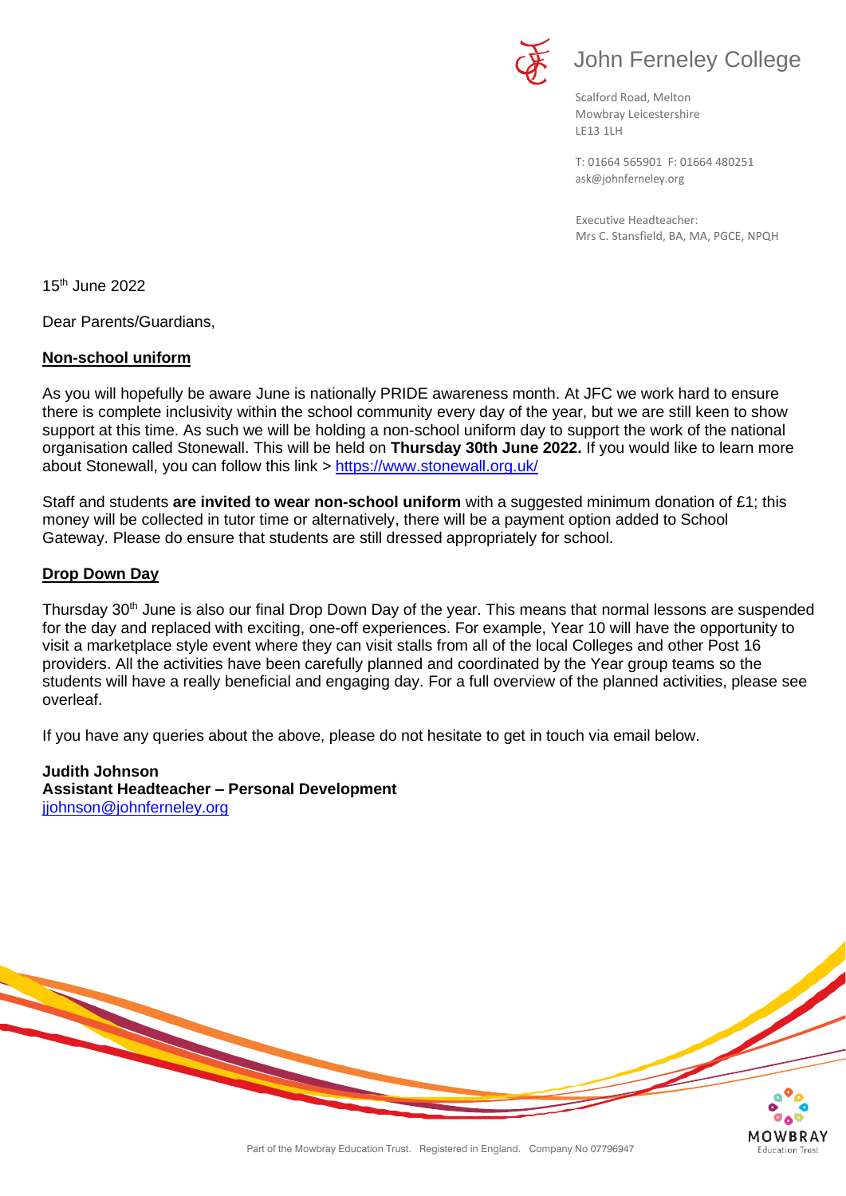# John Ferneley College

Scalford Road, Melton
Mowbray Leicestershire
LE13 1LH

T: 01664 565901 F: 01664 480251
ask@johnferneley.org

Executive Headteacher:
Mrs C. Stansfield, BA, MA, PGCE, NPQH

15th June 2022

Dear Parents/Guardians,

**Non-school uniform**

As you will hopefully be aware June is nationally PRIDE awareness month. At JFC we work hard to ensure there is complete inclusivity within the school community every day of the year, but we are still keen to show support at this time. As such we will be holding a non-school uniform day to support the work of the national organisation called Stonewall. This will be held on **Thursday 30th June 2022.** If you would like to learn more about Stonewall, you can follow this link > [https://www.stonewall.org.uk/](https://www.stonewall.org.uk/)

Staff and students **are invited to wear non-school uniform** with a suggested minimum donation of £1; this money will be collected in tutor time or alternatively, there will be a payment option added to School Gateway. Please do ensure that students are still dressed appropriately for school.

**Drop Down Day**

Thursday 30th June is also our final Drop Down Day of the year. This means that normal lessons are suspended for the day and replaced with exciting, one-off experiences. For example, Year 10 will have the opportunity to visit a marketplace style event where they can visit stalls from all of the local Colleges and other Post 16 providers. All the activities have been carefully planned and coordinated by the Year group teams so the students will have a really beneficial and engaging day. For a full overview of the planned activities, please see overleaf.

If you have any queries about the above, please do not hesitate to get in touch via email below.

**Judith Johnson**
**Assistant Headteacher – Personal Development**
[jjohnson@johnferneley.org](mailto:jjohnson@johnferneley.org)

Part of the Mowbray Education Trust. Registered in England. Company No 07796947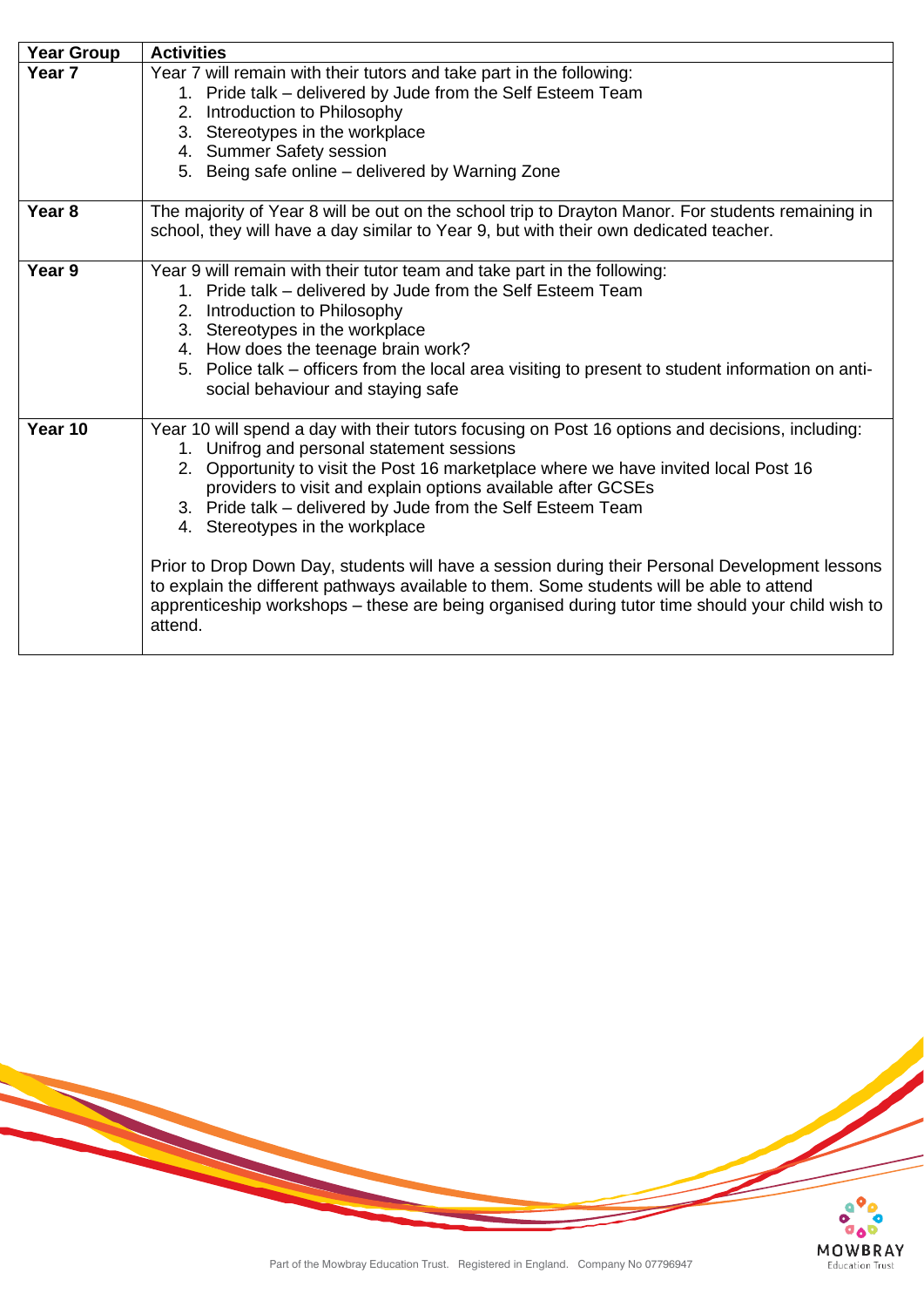| Year Group | Activities |
|---|---|
| Year 7 | Year 7 will remain with their tutors and take part in the following:<br>1. Pride talk – delivered by Jude from the Self Esteem Team<br>2. Introduction to Philosophy<br>3. Stereotypes in the workplace<br>4. Summer Safety session<br>5. Being safe online – delivered by Warning Zone |
| Year 8 | The majority of Year 8 will be out on the school trip to Drayton Manor. For students remaining in school, they will have a day similar to Year 9, but with their own dedicated teacher. |
| Year 9 | Year 9 will remain with their tutor team and take part in the following:<br>1. Pride talk – delivered by Jude from the Self Esteem Team<br>2. Introduction to Philosophy<br>3. Stereotypes in the workplace<br>4. How does the teenage brain work?<br>5. Police talk – officers from the local area visiting to present to student information on anti-social behaviour and staying safe |
| Year 10 | Year 10 will spend a day with their tutors focusing on Post 16 options and decisions, including:<br>1. Unifrog and personal statement sessions<br>2. Opportunity to visit the Post 16 marketplace where we have invited local Post 16 providers to visit and explain options available after GCSEs<br>3. Pride talk – delivered by Jude from the Self Esteem Team<br>4. Stereotypes in the workplace<br><br>Prior to Drop Down Day, students will have a session during their Personal Development lessons to explain the different pathways available to them. Some students will be able to attend apprenticeship workshops – these are being organised during tutor time should your child wish to attend. |